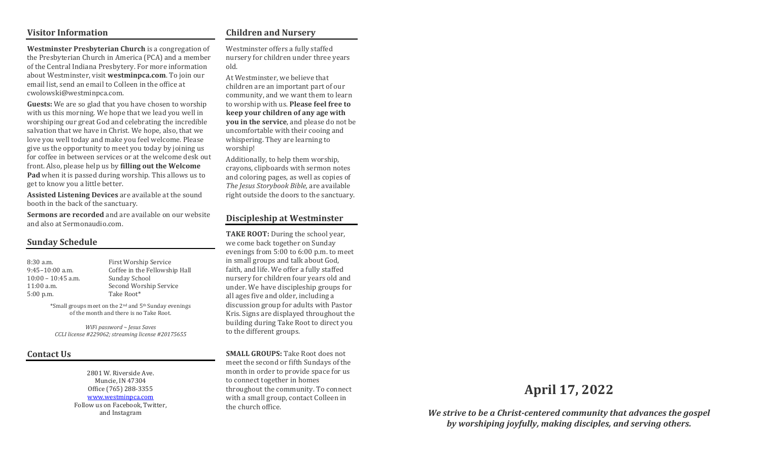## Visitor Information

**Westminster Presbyterian Church** is a congregation of the Presbyterian Church in America (PCA) and a member of the Central Indiana Presbytery. For more information about Westminster, visit **westminpca.com**. To join our email list, send an email to Colleen in the office at cwolowski@westminpca.com.

**Guests:** We are so glad that you have chosen to worship with us this morning. We hope that we lead you well in worshiping our great God and celebrating the incredible salvation that we have in Christ. We hope, also, that we love you well today and make you feel welcome. Please give us the opportunity to meet you today by joining us for coffee in between services or at the welcome desk out front. Also, please help us by **filling out the Welcome Pad** when it is passed during worship. This allows us to get to know you a little better.

**Assisted Listening Devices** are available at the sound booth in the back of the sanctuary.

**Sermons are recorded** and are available on our website and also at Sermonaudio.com.

## Sunday Schedule

| | |
|---|---|
| 8:30 a.m. | First Worship Service |
| 9:45–10:00 a.m. | Coffee in the Fellowship Hall |
| 10:00 – 10:45 a.m. | Sunday School |
| 11:00 a.m. | Second Worship Service |
| 5:00 p.m. | Take Root* |

*Small groups meet on the 2nd and 5th Sunday evenings of the month and there is no Take Root.

*WiFi password ~ Jesus Saves*
*CCLI license #229062; streaming license #20175655*

## Contact Us

2801 W. Riverside Ave.
Muncie, IN 47304
Office (765) 288-3355
www.westminpca.com
Follow us on Facebook, Twitter, and Instagram

## Children and Nursery

Westminster offers a fully staffed nursery for children under three years old.

At Westminster, we believe that children are an important part of our community, and we want them to learn to worship with us. **Please feel free to keep your children of any age with you in the service**, and please do not be uncomfortable with their cooing and whispering. They are learning to worship!

Additionally, to help them worship, crayons, clipboards with sermon notes and coloring pages, as well as copies of *The Jesus Storybook Bible,* are available right outside the doors to the sanctuary.

## Discipleship at Westminster

**TAKE ROOT:** During the school year, we come back together on Sunday evenings from 5:00 to 6:00 p.m. to meet in small groups and talk about God, faith, and life. We offer a fully staffed nursery for children four years old and under. We have discipleship groups for all ages five and older, including a discussion group for adults with Pastor Kris. Signs are displayed throughout the building during Take Root to direct you to the different groups.

**SMALL GROUPS:** Take Root does not meet the second or fifth Sundays of the month in order to provide space for us to connect together in homes throughout the community. To connect with a small group, contact Colleen in the church office.

# April 17, 2022

***We strive to be a Christ-centered community that advances the gospel by worshiping joyfully, making disciples, and serving others.***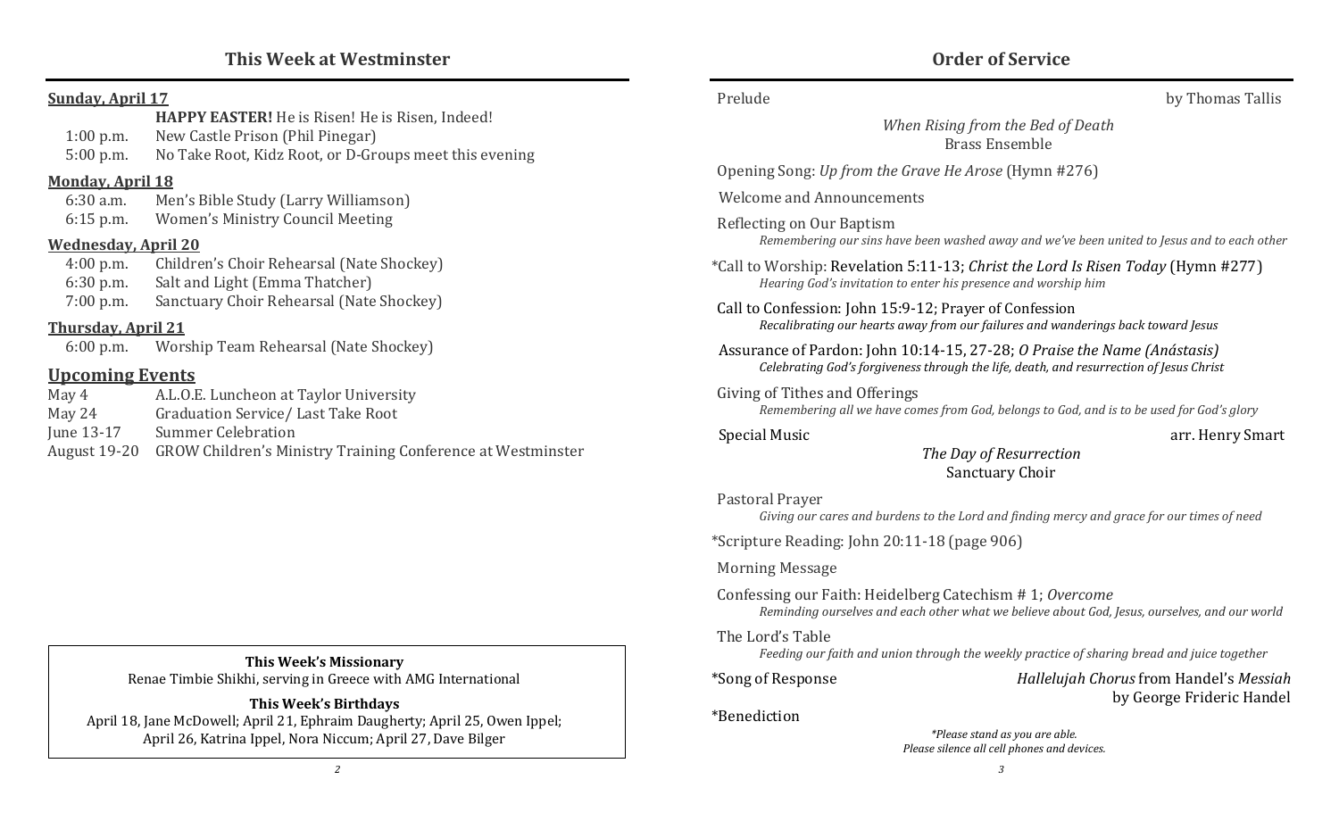## This Week at Westminster

**Sunday, April 17**

**HAPPY EASTER!** He is Risen! He is Risen, Indeed!

1:00 p.m. New Castle Prison (Phil Pinegar)

5:00 p.m. No Take Root, Kidz Root, or D-Groups meet this evening

**Monday, April 18**

6:30 a.m. Men's Bible Study (Larry Williamson)

6:15 p.m. Women's Ministry Council Meeting

**Wednesday, April 20**

4:00 p.m. Children's Choir Rehearsal (Nate Shockey)

6:30 p.m. Salt and Light (Emma Thatcher)

7:00 p.m. Sanctuary Choir Rehearsal (Nate Shockey)

**Thursday, April 21**

6:00 p.m. Worship Team Rehearsal (Nate Shockey)

### Upcoming Events

May 4 A.L.O.E. Luncheon at Taylor University

May 24 Graduation Service/ Last Take Root

June 13-17 Summer Celebration

August 19-20 GROW Children's Ministry Training Conference at Westminster

**This Week's Missionary**

Renae Timbie Shikhi, serving in Greece with AMG International

**This Week's Birthdays**

April 18, Jane McDowell; April 21, Ephraim Daugherty; April 25, Owen Ippel; April 26, Katrina Ippel, Nora Niccum; April 27, Dave Bilger

## Order of Service

Prelude by Thomas Tallis

*When Rising from the Bed of Death*
Brass Ensemble

Opening Song: *Up from the Grave He Arose* (Hymn #276)

Welcome and Announcements

Reflecting on Our Baptism
*Remembering our sins have been washed away and we've been united to Jesus and to each other*

*Call to Worship: Revelation 5:11-13; *Christ the Lord Is Risen Today* (Hymn #277)
*Hearing God's invitation to enter his presence and worship him*

Call to Confession: John 15:9-12; Prayer of Confession
*Recalibrating our hearts away from our failures and wanderings back toward Jesus*

Assurance of Pardon: John 10:14-15, 27-28; *O Praise the Name (Anástasis)*
*Celebrating God's forgiveness through the life, death, and resurrection of Jesus Christ*

Giving of Tithes and Offerings
*Remembering all we have comes from God, belongs to God, and is to be used for God's glory*

Special Music arr. Henry Smart

*The Day of Resurrection*
Sanctuary Choir

Pastoral Prayer
*Giving our cares and burdens to the Lord and finding mercy and grace for our times of need*

*Scripture Reading: John 20:11-18 (page 906)

Morning Message

Confessing our Faith: Heidelberg Catechism # 1; *Overcome*
*Reminding ourselves and each other what we believe about God, Jesus, ourselves, and our world*

The Lord's Table
*Feeding our faith and union through the weekly practice of sharing bread and juice together*

*Song of Response *Hallelujah Chorus* from Handel's *Messiah* by George Frideric Handel

*Benediction

*\*Please stand as you are able.*
*Please silence all cell phones and devices.*